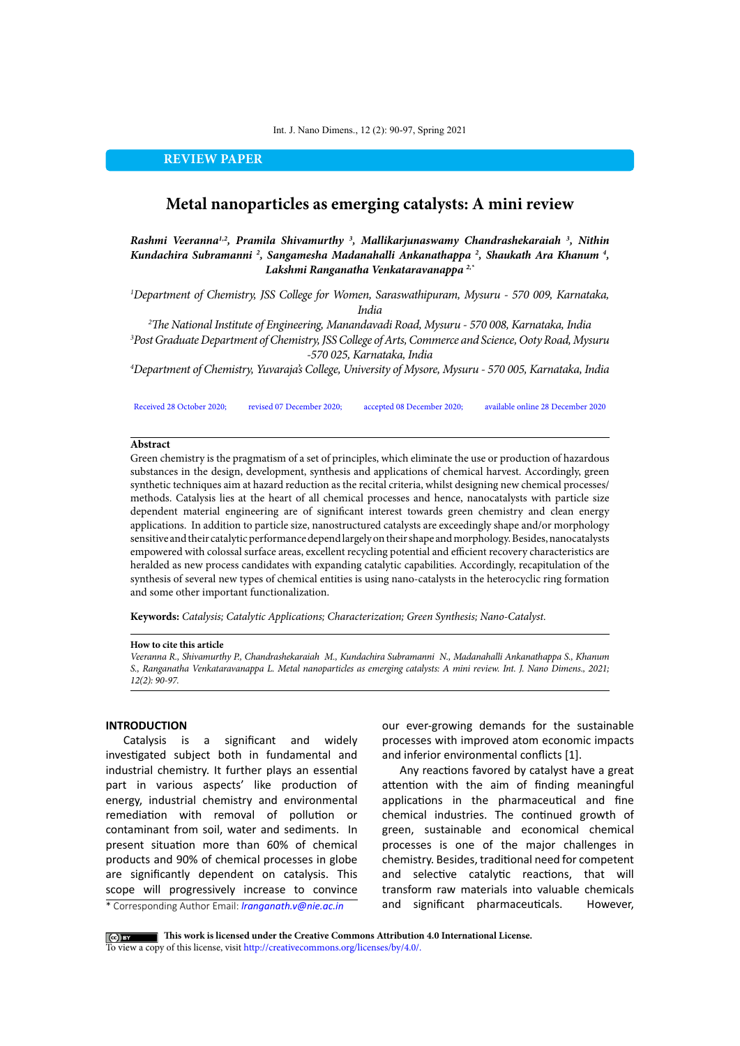REVIEW PAPER

# Metal nanoparticles as emerging catalysts: A mini review

***Rashmi Veeranna[1,2], Pramila Shivamurthy [3], Mallikarjunaswamy Chandrashekaraiah [3], Nithin Kundachira Subramanni [2], Sangamesha Madanahalli Ankanathappa [2], Shaukath Ara Khanum [4], Lakshmi Ranganatha Venkataravanappa [2,*]***

*[1]Department of Chemistry, JSS College for Women, Saraswathipuram, Mysuru - 570 009, Karnataka, India*

*[2]The National Institute of Engineering, Manandavadi Road, Mysuru - 570 008, Karnataka, India*

*[3]Post Graduate Department of Chemistry, JSS College of Arts, Commerce and Science, Ooty Road, Mysuru -570 025, Karnataka, India*

*[4]Department of Chemistry, Yuvaraja's College, University of Mysore, Mysuru - 570 005, Karnataka, India*

Received 28 October 2020; revised 07 December 2020; accepted 08 December 2020; available online 28 December 2020

**Abstract**

Green chemistry is the pragmatism of a set of principles, which eliminate the use or production of hazardous substances in the design, development, synthesis and applications of chemical harvest. Accordingly, green synthetic techniques aim at hazard reduction as the recital criteria, whilst designing new chemical processes/ methods. Catalysis lies at the heart of all chemical processes and hence, nanocatalysts with particle size dependent material engineering are of significant interest towards green chemistry and clean energy applications. In addition to particle size, nanostructured catalysts are exceedingly shape and/or morphology sensitive and their catalytic performance depend largely on their shape and morphology. Besides, nanocatalysts empowered with colossal surface areas, excellent recycling potential and efficient recovery characteristics are heralded as new process candidates with expanding catalytic capabilities. Accordingly, recapitulation of the synthesis of several new types of chemical entities is using nano-catalysts in the heterocyclic ring formation and some other important functionalization.

**Keywords:** *Catalysis; Catalytic Applications; Characterization; Green Synthesis; Nano-Catalyst.*

**How to cite this article**

*Veeranna R., Shivamurthy P., Chandrashekaraiah M., Kundachira Subramanni N., Madanahalli Ankanathappa S., Khanum S., Ranganatha Venkataravanappa L. Metal nanoparticles as emerging catalysts: A mini review. Int. J. Nano Dimens., 2021; 12(2): 90-97.*

## INTRODUCTION

Catalysis is a significant and widely investigated subject both in fundamental and industrial chemistry. It further plays an essential part in various aspects' like production of energy, industrial chemistry and environmental remediation with removal of pollution or contaminant from soil, water and sediments. In present situation more than 60% of chemical products and 90% of chemical processes in globe are significantly dependent on catalysis. This scope will progressively increase to convince our ever-growing demands for the sustainable processes with improved atom economic impacts and inferior environmental conflicts [1].

Any reactions favored by catalyst have a great attention with the aim of finding meaningful applications in the pharmaceutical and fine chemical industries. The continued growth of green, sustainable and economical chemical processes is one of the major challenges in chemistry. Besides, traditional need for competent and selective catalytic reactions, that will transform raw materials into valuable chemicals and significant pharmaceuticals. However,

\* Corresponding Author Email: *lranganath.v@nie.ac.in*

**This work is licensed under the Creative Commons Attribution 4.0 International License.**
To view a copy of this license, visit http://creativecommons.org/licenses/by/4.0/.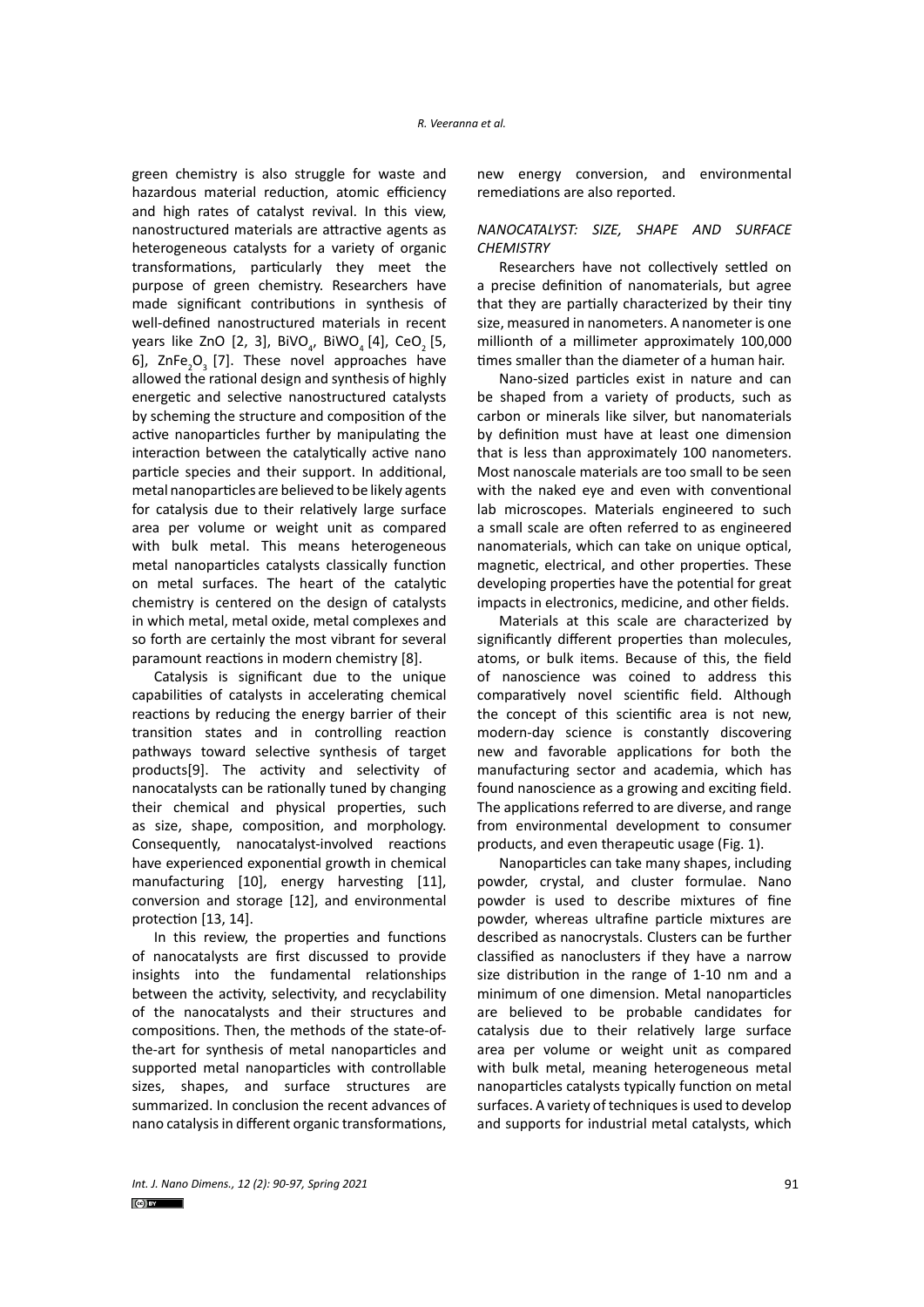green chemistry is also struggle for waste and hazardous material reduction, atomic efficiency and high rates of catalyst revival. In this view, nanostructured materials are attractive agents as heterogeneous catalysts for a variety of organic transformations, particularly they meet the purpose of green chemistry. Researchers have made significant contributions in synthesis of well-defined nanostructured materials in recent years like ZnO [2, 3], $BiVO_4$, $BiWO_4$ [4], $CeO_2$ [5, 6], $ZnFe_2O_3$ [7]. These novel approaches have allowed the rational design and synthesis of highly energetic and selective nanostructured catalysts by scheming the structure and composition of the active nanoparticles further by manipulating the interaction between the catalytically active nano particle species and their support. In additional, metal nanoparticles are believed to be likely agents for catalysis due to their relatively large surface area per volume or weight unit as compared with bulk metal. This means heterogeneous metal nanoparticles catalysts classically function on metal surfaces. The heart of the catalytic chemistry is centered on the design of catalysts in which metal, metal oxide, metal complexes and so forth are certainly the most vibrant for several paramount reactions in modern chemistry [8].

Catalysis is significant due to the unique capabilities of catalysts in accelerating chemical reactions by reducing the energy barrier of their transition states and in controlling reaction pathways toward selective synthesis of target products[9]. The activity and selectivity of nanocatalysts can be rationally tuned by changing their chemical and physical properties, such as size, shape, composition, and morphology. Consequently, nanocatalyst-involved reactions have experienced exponential growth in chemical manufacturing [10], energy harvesting [11], conversion and storage [12], and environmental protection [13, 14].

In this review, the properties and functions of nanocatalysts are first discussed to provide insights into the fundamental relationships between the activity, selectivity, and recyclability of the nanocatalysts and their structures and compositions. Then, the methods of the state-of-the-art for synthesis of metal nanoparticles and supported metal nanoparticles with controllable sizes, shapes, and surface structures are summarized. In conclusion the recent advances of nano catalysis in different organic transformations, new energy conversion, and environmental remediations are also reported.

## *NANOCATALYST: SIZE, SHAPE AND SURFACE CHEMISTRY*

Researchers have not collectively settled on a precise definition of nanomaterials, but agree that they are partially characterized by their tiny size, measured in nanometers. A nanometer is one millionth of a millimeter approximately 100,000 times smaller than the diameter of a human hair.

Nano-sized particles exist in nature and can be shaped from a variety of products, such as carbon or minerals like silver, but nanomaterials by definition must have at least one dimension that is less than approximately 100 nanometers. Most nanoscale materials are too small to be seen with the naked eye and even with conventional lab microscopes. Materials engineered to such a small scale are often referred to as engineered nanomaterials, which can take on unique optical, magnetic, electrical, and other properties. These developing properties have the potential for great impacts in electronics, medicine, and other fields.

Materials at this scale are characterized by significantly different properties than molecules, atoms, or bulk items. Because of this, the field of nanoscience was coined to address this comparatively novel scientific field. Although the concept of this scientific area is not new, modern-day science is constantly discovering new and favorable applications for both the manufacturing sector and academia, which has found nanoscience as a growing and exciting field. The applications referred to are diverse, and range from environmental development to consumer products, and even therapeutic usage (Fig. 1).

Nanoparticles can take many shapes, including powder, crystal, and cluster formulae. Nano powder is used to describe mixtures of fine powder, whereas ultrafine particle mixtures are described as nanocrystals. Clusters can be further classified as nanoclusters if they have a narrow size distribution in the range of 1-10 nm and a minimum of one dimension. Metal nanoparticles are believed to be probable candidates for catalysis due to their relatively large surface area per volume or weight unit as compared with bulk metal, meaning heterogeneous metal nanoparticles catalysts typically function on metal surfaces. A variety of techniques is used to develop and supports for industrial metal catalysts, which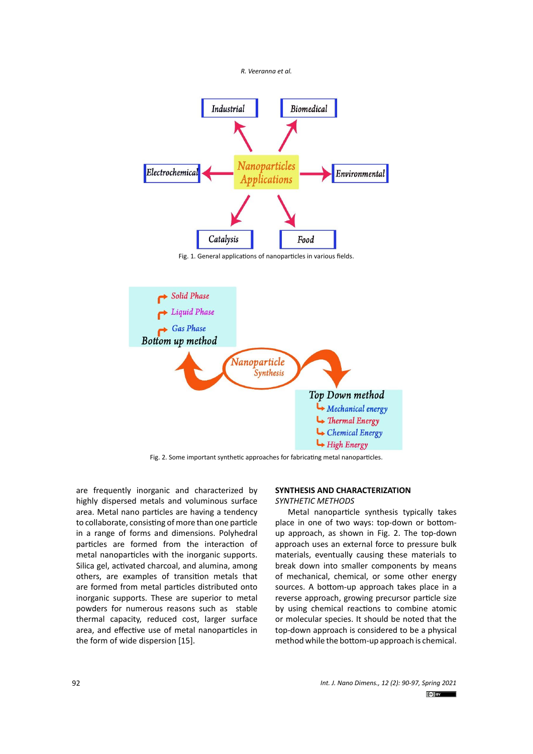Fig. 1. General applications of nanoparticles in various fields.

Fig. 2. Some important synthetic approaches for fabricating metal nanoparticles.

are frequently inorganic and characterized by highly dispersed metals and voluminous surface area. Metal nano particles are having a tendency to collaborate, consisting of more than one particle in a range of forms and dimensions. Polyhedral particles are formed from the interaction of metal nanoparticles with the inorganic supports. Silica gel, activated charcoal, and alumina, among others, are examples of transition metals that are formed from metal particles distributed onto inorganic supports. These are superior to metal powders for numerous reasons such as stable thermal capacity, reduced cost, larger surface area, and effective use of metal nanoparticles in the form of wide dispersion [15].

## SYNTHESIS AND CHARACTERIZATION

### *SYNTHETIC METHODS*

Metal nanoparticle synthesis typically takes place in one of two ways: top-down or bottom-up approach, as shown in Fig. 2. The top-down approach uses an external force to pressure bulk materials, eventually causing these materials to break down into smaller components by means of mechanical, chemical, or some other energy sources. A bottom-up approach takes place in a reverse approach, growing precursor particle size by using chemical reactions to combine atomic or molecular species. It should be noted that the top-down approach is considered to be a physical method while the bottom-up approach is chemical.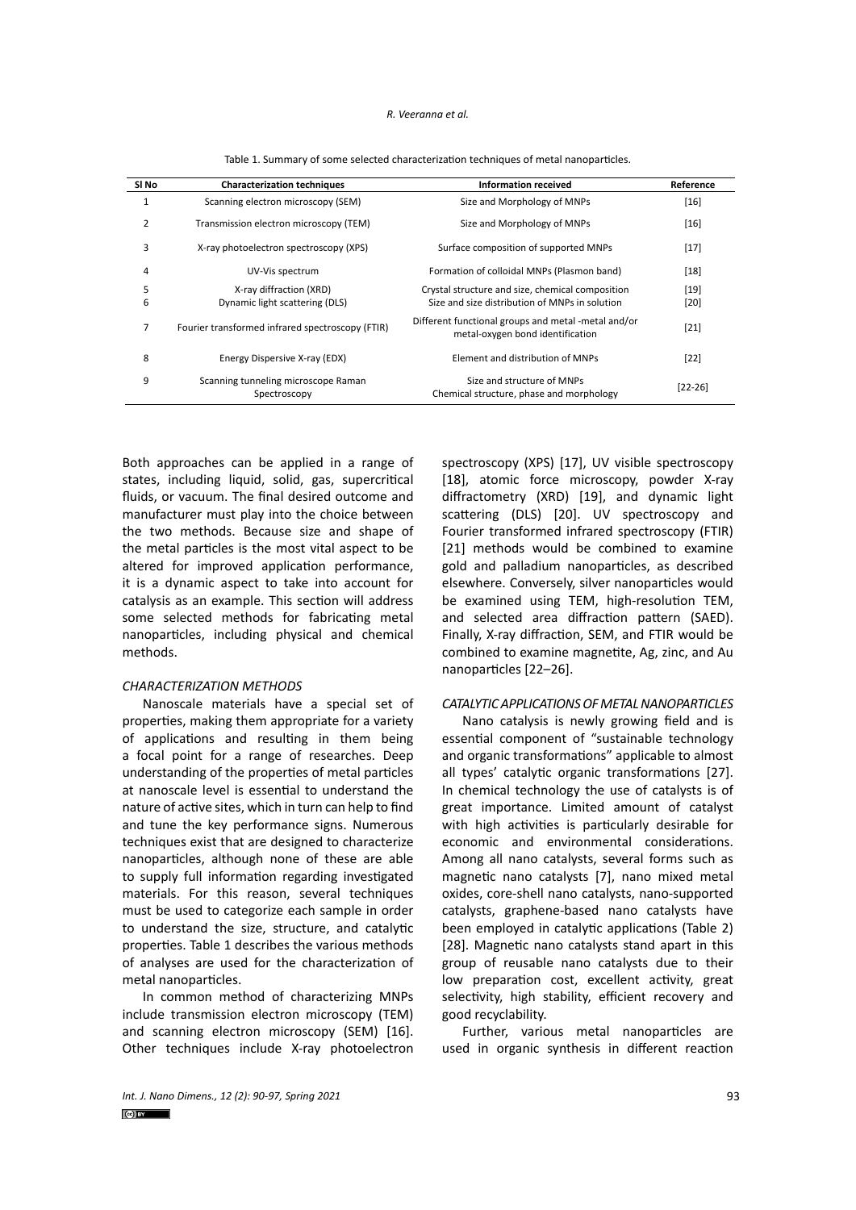Table 1. Summary of some selected characterization techniques of metal nanoparticles.

| Sl No | Characterization techniques | Information received | Reference |
|---|---|---|---|
| 1 | Scanning electron microscopy (SEM) | Size and Morphology of MNPs | [16] |
| 2 | Transmission electron microscopy (TEM) | Size and Morphology of MNPs | [16] |
| 3 | X-ray photoelectron spectroscopy (XPS) | Surface composition of supported MNPs | [17] |
| 4 | UV-Vis spectrum | Formation of colloidal MNPs (Plasmon band) | [18] |
| 5 | X-ray diffraction (XRD) | Crystal structure and size, chemical composition | [19] |
| 6 | Dynamic light scattering (DLS) | Size and size distribution of MNPs in solution | [20] |
| 7 | Fourier transformed infrared spectroscopy (FTIR) | Different functional groups and metal -metal and/or metal-oxygen bond identification | [21] |
| 8 | Energy Dispersive X-ray (EDX) | Element and distribution of MNPs | [22] |
| 9 | Scanning tunneling microscope Raman Spectroscopy | Size and structure of MNPs Chemical structure, phase and morphology | [22-26] |

Both approaches can be applied in a range of states, including liquid, solid, gas, supercritical fluids, or vacuum. The final desired outcome and manufacturer must play into the choice between the two methods. Because size and shape of the metal particles is the most vital aspect to be altered for improved application performance, it is a dynamic aspect to take into account for catalysis as an example. This section will address some selected methods for fabricating metal nanoparticles, including physical and chemical methods.

### *CHARACTERIZATION METHODS*

Nanoscale materials have a special set of properties, making them appropriate for a variety of applications and resulting in them being a focal point for a range of researches. Deep understanding of the properties of metal particles at nanoscale level is essential to understand the nature of active sites, which in turn can help to find and tune the key performance signs. Numerous techniques exist that are designed to characterize nanoparticles, although none of these are able to supply full information regarding investigated materials. For this reason, several techniques must be used to categorize each sample in order to understand the size, structure, and catalytic properties. Table 1 describes the various methods of analyses are used for the characterization of metal nanoparticles.

In common method of characterizing MNPs include transmission electron microscopy (TEM) and scanning electron microscopy (SEM) [16]. Other techniques include X-ray photoelectron spectroscopy (XPS) [17], UV visible spectroscopy [18], atomic force microscopy, powder X-ray diffractometry (XRD) [19], and dynamic light scattering (DLS) [20]. UV spectroscopy and Fourier transformed infrared spectroscopy (FTIR) [21] methods would be combined to examine gold and palladium nanoparticles, as described elsewhere. Conversely, silver nanoparticles would be examined using TEM, high-resolution TEM, and selected area diffraction pattern (SAED). Finally, X-ray diffraction, SEM, and FTIR would be combined to examine magnetite, Ag, zinc, and Au nanoparticles [22–26].

### *CATALYTIC APPLICATIONS OF METAL NANOPARTICLES*

Nano catalysis is newly growing field and is essential component of "sustainable technology and organic transformations" applicable to almost all types' catalytic organic transformations [27]. In chemical technology the use of catalysts is of great importance. Limited amount of catalyst with high activities is particularly desirable for economic and environmental considerations. Among all nano catalysts, several forms such as magnetic nano catalysts [7], nano mixed metal oxides, core-shell nano catalysts, nano-supported catalysts, graphene-based nano catalysts have been employed in catalytic applications (Table 2) [28]. Magnetic nano catalysts stand apart in this group of reusable nano catalysts due to their low preparation cost, excellent activity, great selectivity, high stability, efficient recovery and good recyclability.

Further, various metal nanoparticles are used in organic synthesis in different reaction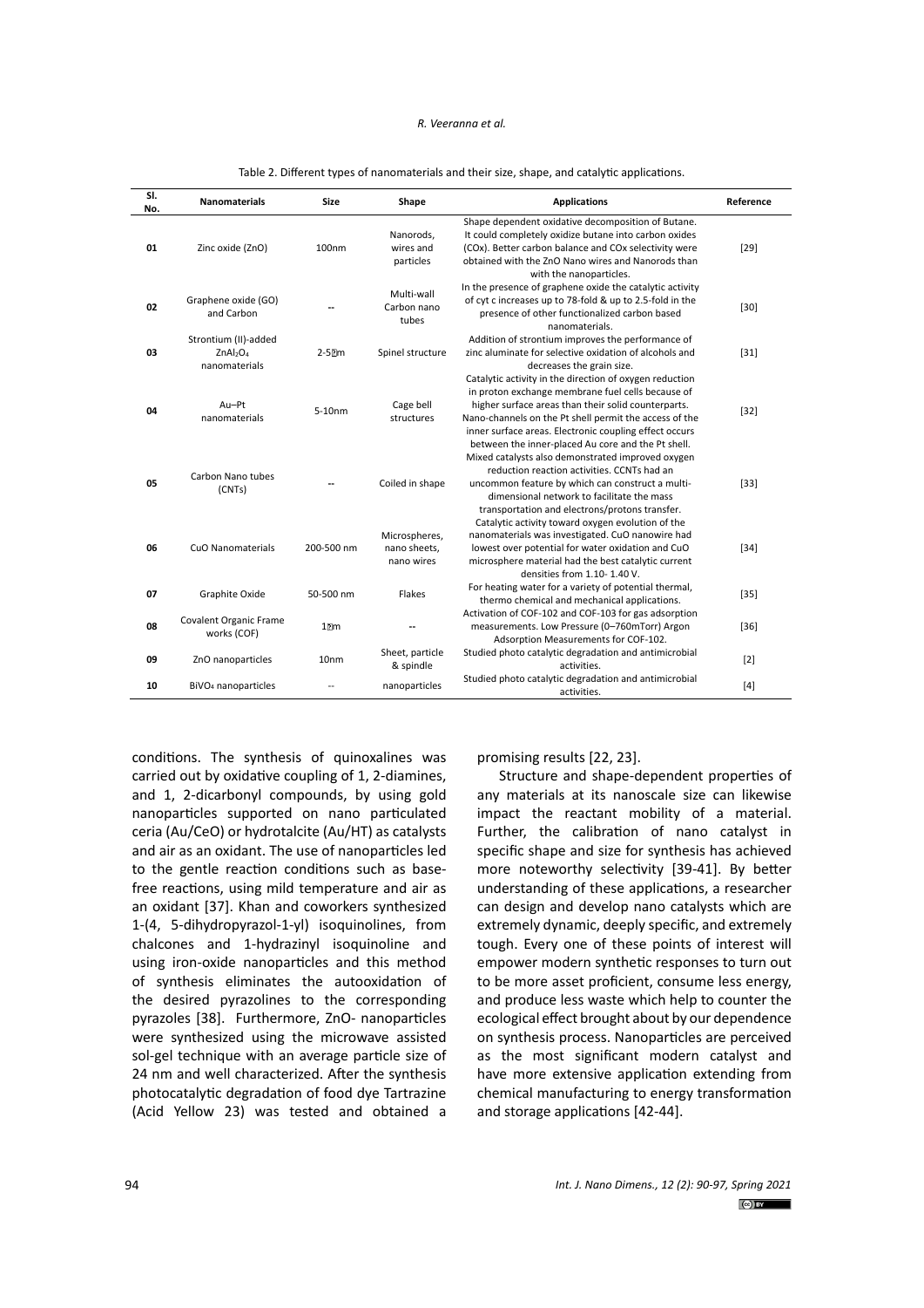Table 2. Different types of nanomaterials and their size, shape, and catalytic applications.

| Sl. No. | Nanomaterials | Size | Shape | Applications | Reference |
|---|---|---|---|---|---|
| 01 | Zinc oxide (ZnO) | 100nm | Nanorods, wires and particles | Shape dependent oxidative decomposition of Butane. It could completely oxidize butane into carbon oxides (COx). Better carbon balance and COx selectivity were obtained with the ZnO Nano wires and Nanorods than with the nanoparticles. | [29] |
| 02 | Graphene oxide (GO) and Carbon | -- | Multi-wall Carbon nano tubes | In the presence of graphene oxide the catalytic activity of cyt c increases up to 78-fold & up to 2.5-fold in the presence of other functionalized carbon based nanomaterials. | [30] |
| 03 | Strontium (II)-added $ZnAl_2O_4$ nanomaterials | 2-5μm | Spinel structure | Addition of strontium improves the performance of zinc aluminate for selective oxidation of alcohols and decreases the grain size. | [31] |
| 04 | Au–Pt nanomaterials | 5-10nm | Cage bell structures | Catalytic activity in the direction of oxygen reduction in proton exchange membrane fuel cells because of higher surface areas than their solid counterparts. Nano-channels on the Pt shell permit the access of the inner surface areas. Electronic coupling effect occurs between the inner-placed Au core and the Pt shell. | [32] |
| 05 | Carbon Nano tubes (CNTs) | -- | Coiled in shape | Mixed catalysts also demonstrated improved oxygen reduction reaction activities. CCNTs had an uncommon feature by which can construct a multi-dimensional network to facilitate the mass transportation and electrons/protons transfer. | [33] |
| 06 | CuO Nanomaterials | 200-500 nm | Microspheres, nano sheets, nano wires | Catalytic activity toward oxygen evolution of the nanomaterials was investigated. CuO nanowire had lowest over potential for water oxidation and CuO microsphere material had the best catalytic current densities from 1.10- 1.40 V. | [34] |
| 07 | Graphite Oxide | 50-500 nm | Flakes | For heating water for a variety of potential thermal, thermo chemical and mechanical applications. | [35] |
| 08 | Covalent Organic Frame works (COF) | 1μm | -- | Activation of COF-102 and COF-103 for gas adsorption measurements. Low Pressure (0–760mTorr) Argon Adsorption Measurements for COF-102. | [36] |
| 09 | ZnO nanoparticles | 10nm | Sheet, particle & spindle | Studied photo catalytic degradation and antimicrobial activities. | [2] |
| 10 | $BiVO_4$ nanoparticles | -- | nanoparticles | Studied photo catalytic degradation and antimicrobial activities. | [4] |

conditions. The synthesis of quinoxalines was carried out by oxidative coupling of 1, 2-diamines, and 1, 2-dicarbonyl compounds, by using gold nanoparticles supported on nano particulated ceria (Au/CeO) or hydrotalcite (Au/HT) as catalysts and air as an oxidant. The use of nanoparticles led to the gentle reaction conditions such as base-free reactions, using mild temperature and air as an oxidant [37]. Khan and coworkers synthesized 1-(4, 5-dihydropyrazol-1-yl) isoquinolines, from chalcones and 1-hydrazinyl isoquinoline and using iron-oxide nanoparticles and this method of synthesis eliminates the autooxidation of the desired pyrazolines to the corresponding pyrazoles [38]. Furthermore, ZnO- nanoparticles were synthesized using the microwave assisted sol-gel technique with an average particle size of 24 nm and well characterized. After the synthesis photocatalytic degradation of food dye Tartrazine (Acid Yellow 23) was tested and obtained a promising results [22, 23].

Structure and shape-dependent properties of any materials at its nanoscale size can likewise impact the reactant mobility of a material. Further, the calibration of nano catalyst in specific shape and size for synthesis has achieved more noteworthy selectivity [39-41]. By better understanding of these applications, a researcher can design and develop nano catalysts which are extremely dynamic, deeply specific, and extremely tough. Every one of these points of interest will empower modern synthetic responses to turn out to be more asset proficient, consume less energy, and produce less waste which help to counter the ecological effect brought about by our dependence on synthesis process. Nanoparticles are perceived as the most significant modern catalyst and have more extensive application extending from chemical manufacturing to energy transformation and storage applications [42-44].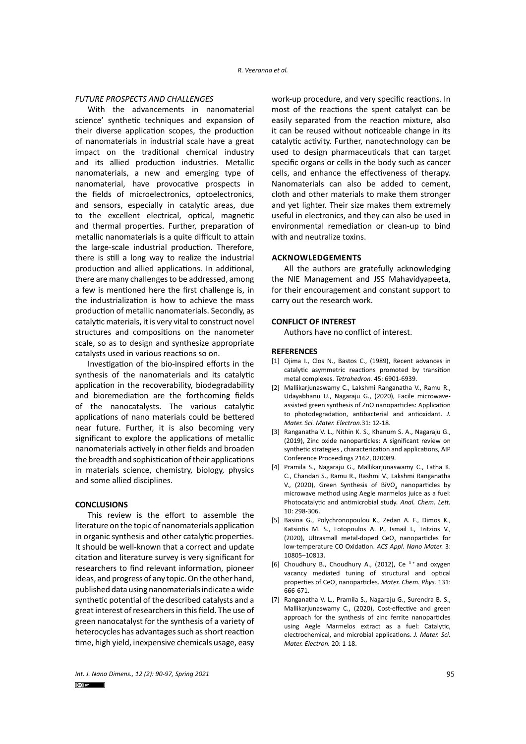### *FUTURE PROSPECTS AND CHALLENGES*

With the advancements in nanomaterial science' synthetic techniques and expansion of their diverse application scopes, the production of nanomaterials in industrial scale have a great impact on the traditional chemical industry and its allied production industries. Metallic nanomaterials, a new and emerging type of nanomaterial, have provocative prospects in the fields of microelectronics, optoelectronics, and sensors, especially in catalytic areas, due to the excellent electrical, optical, magnetic and thermal properties. Further, preparation of metallic nanomaterials is a quite difficult to attain the large-scale industrial production. Therefore, there is still a long way to realize the industrial production and allied applications. In additional, there are many challenges to be addressed, among a few is mentioned here the first challenge is, in the industrialization is how to achieve the mass production of metallic nanomaterials. Secondly, as catalytic materials, it is very vital to construct novel structures and compositions on the nanometer scale, so as to design and synthesize appropriate catalysts used in various reactions so on.

Investigation of the bio-inspired efforts in the synthesis of the nanomaterials and its catalytic application in the recoverability, biodegradability and bioremediation are the forthcoming fields of the nanocatalysts. The various catalytic applications of nano materials could be bettered near future. Further, it is also becoming very significant to explore the applications of metallic nanomaterials actively in other fields and broaden the breadth and sophistication of their applications in materials science, chemistry, biology, physics and some allied disciplines.

### CONCLUSIONS

This review is the effort to assemble the literature on the topic of nanomaterials application in organic synthesis and other catalytic properties. It should be well-known that a correct and update citation and literature survey is very significant for researchers to find relevant information, pioneer ideas, and progress of any topic. On the other hand, published data using nanomaterials indicate a wide synthetic potential of the described catalysts and a great interest of researchers in this field. The use of green nanocatalyst for the synthesis of a variety of heterocycles has advantages such as short reaction time, high yield, inexpensive chemicals usage, easy work-up procedure, and very specific reactions. In most of the reactions the spent catalyst can be easily separated from the reaction mixture, also it can be reused without noticeable change in its catalytic activity. Further, nanotechnology can be used to design pharmaceuticals that can target specific organs or cells in the body such as cancer cells, and enhance the effectiveness of therapy. Nanomaterials can also be added to cement, cloth and other materials to make them stronger and yet lighter. Their size makes them extremely useful in electronics, and they can also be used in environmental remediation or clean-up to bind with and neutralize toxins.

### ACKNOWLEDGEMENTS

All the authors are gratefully acknowledging the NIE Management and JSS Mahavidyapeeta, for their encouragement and constant support to carry out the research work.

### CONFLICT OF INTEREST

Authors have no conflict of interest.

### REFERENCES

[1] Ojima I., Clos N., Bastos C., (1989), Recent advances in catalytic asymmetric reactions promoted by transition metal complexes. *Tetrahedron.* 45: 6901-6939.

[2] Mallikarjunaswamy C., Lakshmi Ranganatha V., Ramu R., Udayabhanu U., Nagaraju G., (2020), Facile microwave-assisted green synthesis of ZnO nanoparticles: Application to photodegradation, antibacterial and antioxidant. *J. Mater. Sci. Mater. Electron.*31: 12-18.

[3] Ranganatha V. L., Nithin K. S., Khanum S. A., Nagaraju G., (2019), Zinc oxide nanoparticles: A significant review on synthetic strategies , characterization and applications, AIP Conference Proceedings 2162, 020089.

[4] Pramila S., Nagaraju G., Mallikarjunaswamy C., Latha K. C., Chandan S., Ramu R., Rashmi V., Lakshmi Ranganatha V., (2020), Green Synthesis of $BiVO_4$ nanoparticles by microwave method using Aegle marmelos juice as a fuel: Photocatalytic and antimicrobial study. *Anal. Chem. Lett.* 10: 298-306.

[5] Basina G., Polychronopoulou K., Zedan A. F., Dimos K., Katsiotis M. S., Fotopoulos A. P., Ismail I., Tzitzios V., (2020), Ultrasmall metal-doped $CeO_2$ nanoparticles for low-temperature CO Oxidation. *ACS Appl. Nano Mater.* 3: 10805–10813.

[6] Choudhury B., Choudhury A., (2012), $Ce^{3+}$ and oxygen vacancy mediated tuning of structural and optical properties of $CeO_2$ nanoparticles. *Mater. Chem. Phys.* 131: 666-671.

[7] Ranganatha V. L., Pramila S., Nagaraju G., Surendra B. S., Mallikarjunaswamy C., (2020), Cost-effective and green approach for the synthesis of zinc ferrite nanoparticles using Aegle Marmelos extract as a fuel: Catalytic, electrochemical, and microbial applications. *J. Mater. Sci. Mater. Electron.* 20: 1-18.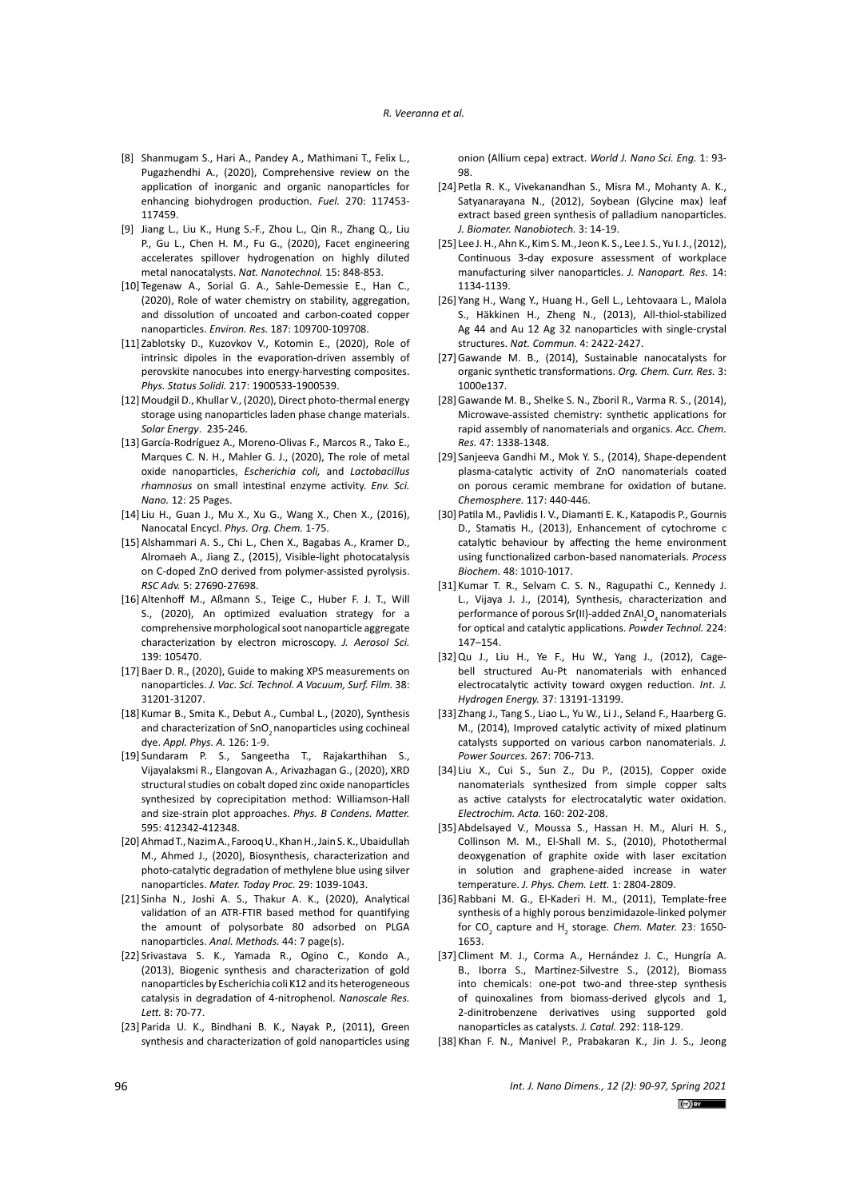[8] Shanmugam S., Hari A., Pandey A., Mathimani T., Felix L., Pugazhendhi A., (2020), Comprehensive review on the application of inorganic and organic nanoparticles for enhancing biohydrogen production. *Fuel.* 270: 117453-117459.

[9] Jiang L., Liu K., Hung S.-F., Zhou L., Qin R., Zhang Q., Liu P., Gu L., Chen H. M., Fu G., (2020), Facet engineering accelerates spillover hydrogenation on highly diluted metal nanocatalysts. *Nat. Nanotechnol.* 15: 848-853.

[10] Tegenaw A., Sorial G. A., Sahle-Demessie E., Han C., (2020), Role of water chemistry on stability, aggregation, and dissolution of uncoated and carbon-coated copper nanoparticles. *Environ. Res.* 187: 109700-109708.

[11] Zablotsky D., Kuzovkov V., Kotomin E., (2020), Role of intrinsic dipoles in the evaporation-driven assembly of perovskite nanocubes into energy-harvesting composites. *Phys. Status Solidi.* 217: 1900533-1900539.

[12] Moudgil D., Khullar V., (2020), Direct photo-thermal energy storage using nanoparticles laden phase change materials. *Solar Energy*. 235-246.

[13] García-Rodríguez A., Moreno-Olivas F., Marcos R., Tako E., Marques C. N. H., Mahler G. J., (2020), The role of metal oxide nanoparticles, *Escherichia coli,* and *Lactobacillus rhamnosus* on small intestinal enzyme activity. *Env. Sci. Nano.* 12: 25 Pages.

[14] Liu H., Guan J., Mu X., Xu G., Wang X., Chen X., (2016), Nanocatal Encycl. *Phys. Org. Chem.* 1-75.

[15] Alshammari A. S., Chi L., Chen X., Bagabas A., Kramer D., Alromaeh A., Jiang Z., (2015), Visible-light photocatalysis on C-doped ZnO derived from polymer-assisted pyrolysis. *RSC Adv.* 5: 27690-27698.

[16] Altenhoff M., Aßmann S., Teige C., Huber F. J. T., Will S., (2020), An optimized evaluation strategy for a comprehensive morphological soot nanoparticle aggregate characterization by electron microscopy. *J. Aerosol Sci.* 139: 105470.

[17] Baer D. R., (2020), Guide to making XPS measurements on nanoparticles. *J. Vac. Sci. Technol. A Vacuum, Surf. Film.* 38: 31201-31207.

[18] Kumar B., Smita K., Debut A., Cumbal L., (2020), Synthesis and characterization of $SnO_2$ nanoparticles using cochineal dye. *Appl. Phys. A.* 126: 1-9.

[19] Sundaram P. S., Sangeetha T., Rajakarthihan S., Vijayalaksmi R., Elangovan A., Arivazhagan G., (2020), XRD structural studies on cobalt doped zinc oxide nanoparticles synthesized by coprecipitation method: Williamson-Hall and size-strain plot approaches. *Phys. B Condens. Matter.* 595: 412342-412348.

[20] Ahmad T., Nazim A., Farooq U., Khan H., Jain S. K., Ubaidullah M., Ahmed J., (2020), Biosynthesis, characterization and photo-catalytic degradation of methylene blue using silver nanoparticles. *Mater. Today Proc.* 29: 1039-1043.

[21] Sinha N., Joshi A. S., Thakur A. K., (2020), Analytical validation of an ATR-FTIR based method for quantifying the amount of polysorbate 80 adsorbed on PLGA nanoparticles. *Anal. Methods.* 44: 7 page(s).

[22] Srivastava S. K., Yamada R., Ogino C., Kondo A., (2013), Biogenic synthesis and characterization of gold nanoparticles by Escherichia coli K12 and its heterogeneous catalysis in degradation of 4-nitrophenol. *Nanoscale Res. Lett.* 8: 70-77.

[23] Parida U. K., Bindhani B. K., Nayak P., (2011), Green synthesis and characterization of gold nanoparticles using onion (Allium cepa) extract. *World J. Nano Sci. Eng.* 1: 93-98.

[24] Petla R. K., Vivekanandhan S., Misra M., Mohanty A. K., Satyanarayana N., (2012), Soybean (Glycine max) leaf extract based green synthesis of palladium nanoparticles. *J. Biomater. Nanobiotech.* 3: 14-19.

[25] Lee J. H., Ahn K., Kim S. M., Jeon K. S., Lee J. S., Yu I. J., (2012), Continuous 3-day exposure assessment of workplace manufacturing silver nanoparticles. *J. Nanopart. Res.* 14: 1134-1139.

[26] Yang H., Wang Y., Huang H., Gell L., Lehtovaara L., Malola S., Häkkinen H., Zheng N., (2013), All-thiol-stabilized Ag 44 and Au 12 Ag 32 nanoparticles with single-crystal structures. *Nat. Commun.* 4: 2422-2427.

[27] Gawande M. B., (2014), Sustainable nanocatalysts for organic synthetic transformations. *Org. Chem. Curr. Res.* 3: 1000e137.

[28] Gawande M. B., Shelke S. N., Zboril R., Varma R. S., (2014), Microwave-assisted chemistry: synthetic applications for rapid assembly of nanomaterials and organics. *Acc. Chem. Res.* 47: 1338-1348.

[29] Sanjeeva Gandhi M., Mok Y. S., (2014), Shape-dependent plasma-catalytic activity of ZnO nanomaterials coated on porous ceramic membrane for oxidation of butane. *Chemosphere.* 117: 440-446.

[30] Patila M., Pavlidis I. V., Diamanti E. K., Katapodis P., Gournis D., Stamatis H., (2013), Enhancement of cytochrome c catalytic behaviour by affecting the heme environment using functionalized carbon-based nanomaterials. *Process Biochem.* 48: 1010-1017.

[31] Kumar T. R., Selvam C. S. N., Ragupathi C., Kennedy J. L., Vijaya J. J., (2014), Synthesis, characterization and performance of porous Sr(II)-added $ZnAl_2O_4$ nanomaterials for optical and catalytic applications. *Powder Technol.* 224: 147–154.

[32] Qu J., Liu H., Ye F., Hu W., Yang J., (2012), Cage-bell structured Au-Pt nanomaterials with enhanced electrocatalytic activity toward oxygen reduction. *Int. J. Hydrogen Energy.* 37: 13191-13199.

[33] Zhang J., Tang S., Liao L., Yu W., Li J., Seland F., Haarberg G. M., (2014), Improved catalytic activity of mixed platinum catalysts supported on various carbon nanomaterials. *J. Power Sources.* 267: 706-713.

[34] Liu X., Cui S., Sun Z., Du P., (2015), Copper oxide nanomaterials synthesized from simple copper salts as active catalysts for electrocatalytic water oxidation. *Electrochim. Acta.* 160: 202-208.

[35] Abdelsayed V., Moussa S., Hassan H. M., Aluri H. S., Collinson M. M., El-Shall M. S., (2010), Photothermal deoxygenation of graphite oxide with laser excitation in solution and graphene-aided increase in water temperature. *J. Phys. Chem. Lett.* 1: 2804-2809.

[36] Rabbani M. G., El-Kaderi H. M., (2011), Template-free synthesis of a highly porous benzimidazole-linked polymer for $CO_2$ capture and $H_2$ storage. *Chem. Mater.* 23: 1650-1653.

[37] Climent M. J., Corma A., Hernández J. C., Hungría A. B., Iborra S., Martínez-Silvestre S., (2012), Biomass into chemicals: one-pot two-and three-step synthesis of quinoxalines from biomass-derived glycols and 1, 2-dinitrobenzene derivatives using supported gold nanoparticles as catalysts. *J. Catal.* 292: 118-129.

[38] Khan F. N., Manivel P., Prabakaran K., Jin J. S., Jeong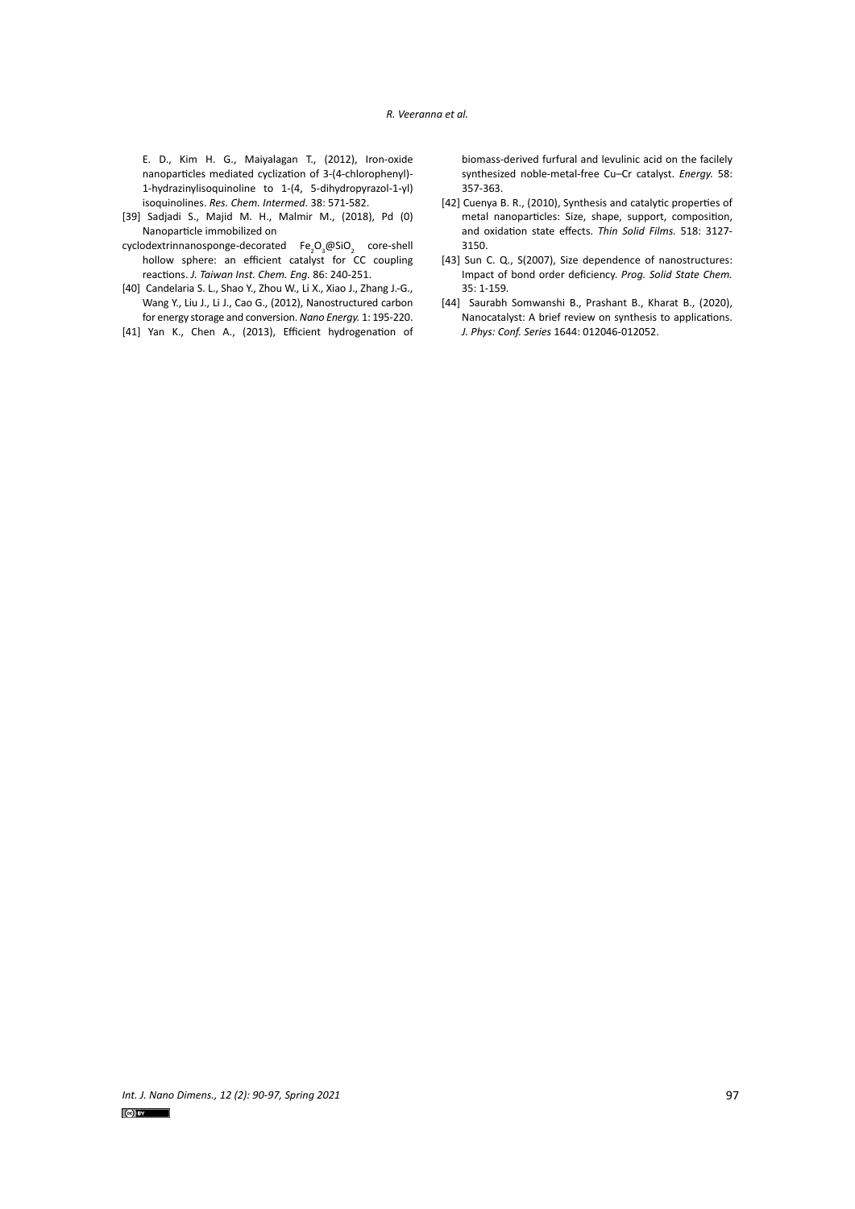E. D., Kim H. G., Maiyalagan T., (2012), Iron-oxide nanoparticles mediated cyclization of 3-(4-chlorophenyl)-1-hydrazinylisoquinoline to 1-(4, 5-dihydropyrazol-1-yl) isoquinolines. *Res. Chem. Intermed*. 38: 571-582.

[39] Sadjadi S., Majid M. H., Malmir M., (2018), Pd (0) Nanoparticle immobilized on cyclodextrinnanosponge-decorated $Fe_2O_3$@$SiO_2$ core-shell hollow sphere: an efficient catalyst for CC coupling reactions. *J. Taiwan Inst. Chem. Eng*. 86: 240-251.

[40] Candelaria S. L., Shao Y., Zhou W., Li X., Xiao J., Zhang J.-G., Wang Y., Liu J., Li J., Cao G., (2012), Nanostructured carbon for energy storage and conversion. *Nano Energy.* 1: 195-220.

[41] Yan K., Chen A., (2013), Efficient hydrogenation of biomass-derived furfural and levulinic acid on the facilely synthesized noble-metal-free Cu–Cr catalyst. *Energy.* 58: 357-363.

[42] Cuenya B. R., (2010), Synthesis and catalytic properties of metal nanoparticles: Size, shape, support, composition, and oxidation state effects. *Thin Solid Films.* 518: 3127-3150.

[43] Sun C. Q., S(2007), Size dependence of nanostructures: Impact of bond order deficiency. *Prog. Solid State Chem.* 35: 1-159.

[44] Saurabh Somwanshi B., Prashant B., Kharat B., (2020), Nanocatalyst: A brief review on synthesis to applications. *J. Phys: Conf. Series* 1644: 012046-012052.